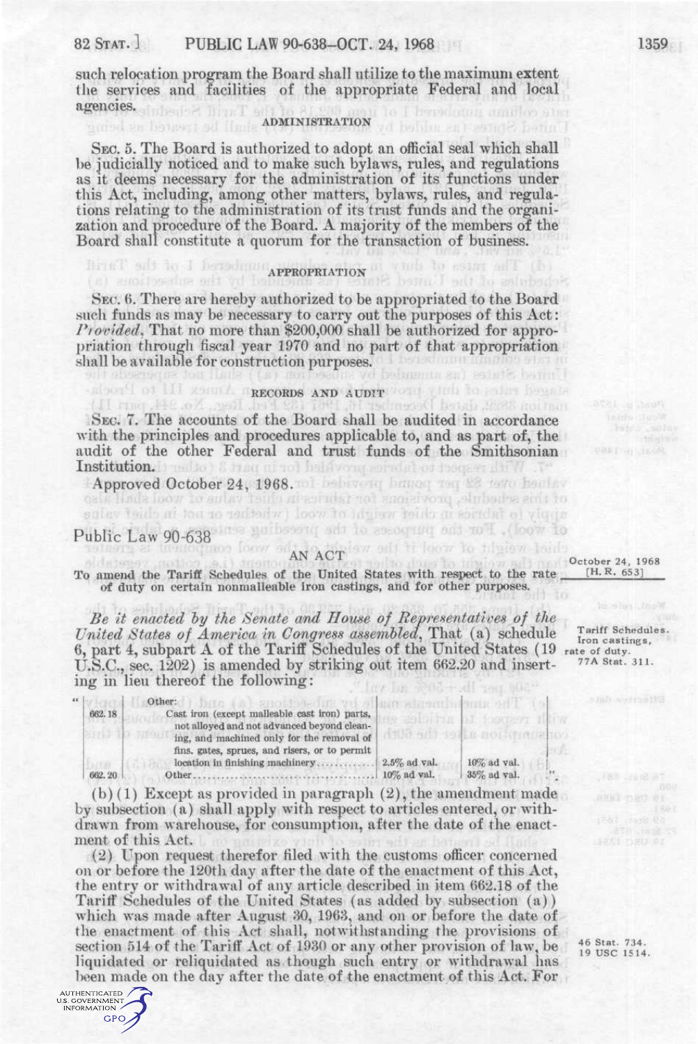such relocation program the Board shall utilize to the maximum extent the services and facilities of the appropriate Federal and local agencies.

ADMINISTRATION

SEC. 5. The Board is authorized to adopt an official seal which shall be judicially noticed and to make such bylaws, rules, and regulations as it deems necessary for the administration of its functions under this Act, including, among other matters, bylaws, rules, and regulations relating to the administration of its trust funds and the organization and procedure of the Board. A majority of the members of the Board shall constitute a quorum for the transaction of business.

APPROPRIATION

SEC. 6. There are hereby authorized to be appropriated to the Board such funds as may be necessary to carry out the purposes of this Act: *Provided*, That no more than $200,000 shall be authorized for appropriation through fiscal year 1970 and no part of that appropriation shall be available for construction purposes.

RECORDS AND AUDIT

SEC. 7. The accounts of the Board shall be audited in accordance with the principles and procedures applicable to, and as part of, the audit of the other Federal and trust funds of the Smithsonian Institution.

Approved October 24, 1968.

# Public Law 90-638

October 24, 1968
[H. R. 653]

AN ACT

To amend the Tariff Schedules of the United States with respect to the rate of duty on certain nonmalleable iron castings, and for other purposes.

*Be it enacted by the Senate and House of Representatives of the United States of America in Congress assembled*, That (a) schedule 6, part 4, subpart A of the Tariff Schedules of the United States (19 U.S.C., sec. 1202) is amended by striking out item 662.20 and inserting in lieu thereof the following:

Tariff Schedules. Iron castings, rate of duty. 77A Stat. 311.

| | | | |
|---|---|---|---|
| | " Other: | | |
| 662.18 | Cast iron (except malleable cast iron) parts, not alloyed and not advanced beyond cleaning, and machined only for the removal of fins, gates, sprues, and risers, or to permit location in finishing machinery. | 2.5% ad val. | 10% ad val. |
| 662.20 | Other | 10% ad val. | 35% ad val. ". |

(b)(1) Except as provided in paragraph (2), the amendment made by subsection (a) shall apply with respect to articles entered, or withdrawn from warehouse, for consumption, after the date of the enactment of this Act.

(2) Upon request therefor filed with the customs officer concerned on or before the 120th day after the date of the enactment of this Act, the entry or withdrawal of any article described in item 662.18 of the Tariff Schedules of the United States (as added by subsection (a)) which was made after August 30, 1963, and on or before the date of the enactment of this Act shall, notwithstanding the provisions of section 514 of the Tariff Act of 1930 or any other provision of law, be liquidated or reliquidated as though such entry or withdrawal has been made on the day after the date of the enactment of this Act. For

46 Stat. 734. 19 USC 1514.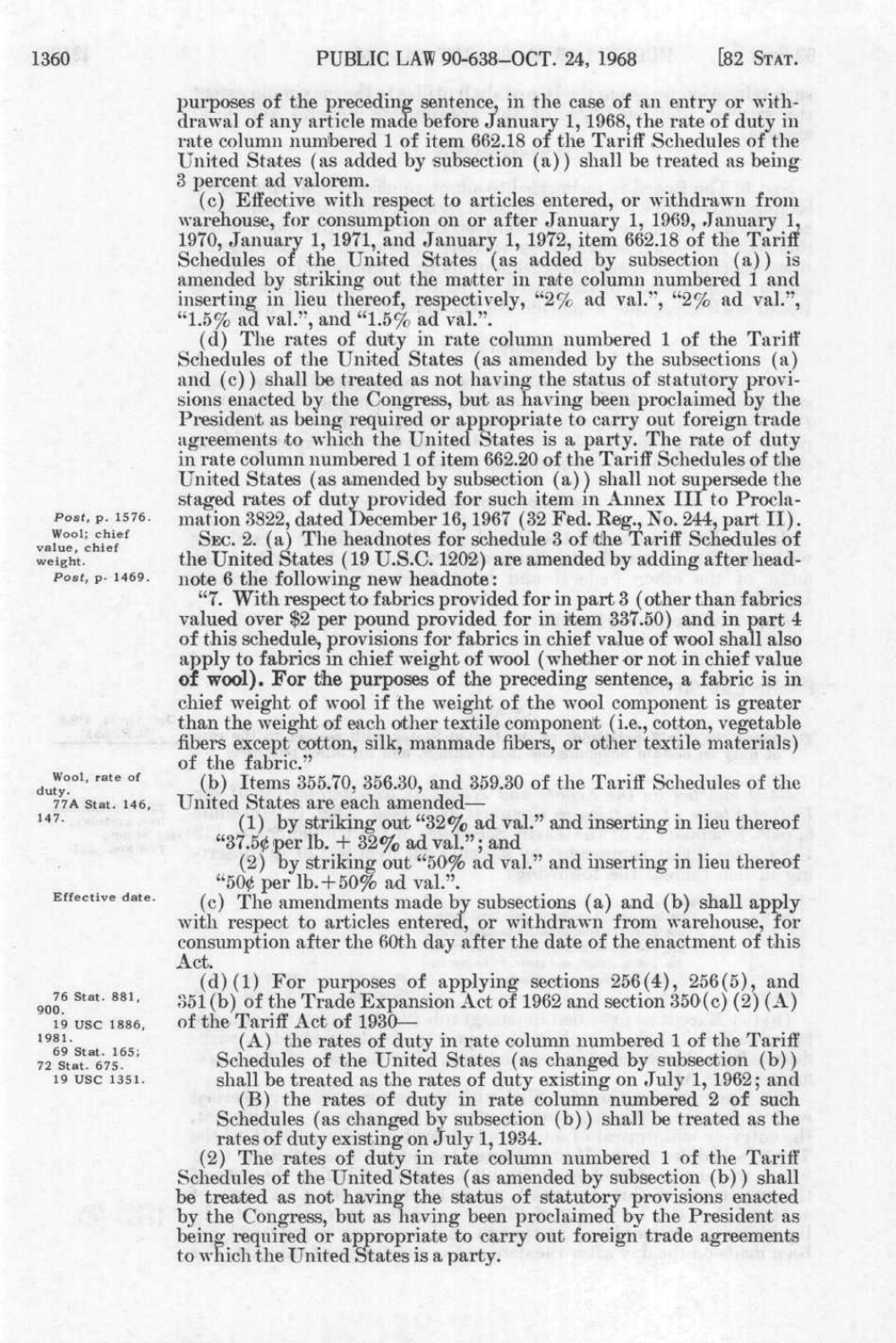purposes of the preceding sentence, in the case of an entry or withdrawal of any article made before January 1, 1968, the rate of duty in rate column numbered 1 of item 662.18 of the Tariff Schedules of the United States (as added by subsection (a)) shall be treated as being 3 percent ad valorem.

(c) Effective with respect to articles entered, or withdrawn from warehouse, for consumption on or after January 1, 1969, January 1, 1970, January 1, 1971, and January 1, 1972, item 662.18 of the Tariff Schedules of the United States (as added by subsection (a)) is amended by striking out the matter in rate column numbered 1 and inserting in lieu thereof, respectively, "2% ad val.", "2% ad val.", "1.5% ad val.", and "1.5% ad val.".

(d) The rates of duty in rate column numbered 1 of the Tariff Schedules of the United States (as amended by the subsections (a) and (c)) shall be treated as not having the status of statutory provisions enacted by the Congress, but as having been proclaimed by the President as being required or appropriate to carry out foreign trade agreements to which the United States is a party. The rate of duty in rate column numbered 1 of item 662.20 of the Tariff Schedules of the United States (as amended by subsection (a)) shall not supersede the staged rates of duty provided for such item in Annex III to Proclamation 3822, dated December 16, 1967 (32 Fed. Reg., No. 244, part II).

*Post*, p. 1576.

Wool; chief value, chief weight.

*Post*, p. 1469.

SEC. 2. (a) The headnotes for schedule 3 of the Tariff Schedules of the United States (19 U.S.C. 1202) are amended by adding after headnote 6 the following new headnote:

"7. With respect to fabrics provided for in part 3 (other than fabrics valued over $2 per pound provided for in item 337.50) and in part 4 of this schedule, provisions for fabrics in chief value of wool shall also apply to fabrics in chief weight of wool (whether or not in chief value of wool). For the purposes of the preceding sentence, a fabric is in chief weight of wool if the weight of the wool component is greater than the weight of each other textile component (i.e., cotton, vegetable fibers except cotton, silk, manmade fibers, or other textile materials) of the fabric."

Wool, rate of duty.

77A Stat. 146, 147.

(b) Items 355.70, 356.30, and 359.30 of the Tariff Schedules of the United States are each amended—

(1) by striking out "32% ad val." and inserting in lieu thereof "37.5¢ per lb. + 32% ad val."; and

(2) by striking out "50% ad val." and inserting in lieu thereof "50¢ per lb. + 50% ad val.".

Effective date.

(c) The amendments made by subsections (a) and (b) shall apply with respect to articles entered, or withdrawn from warehouse, for consumption after the 60th day after the date of the enactment of this Act.

76 Stat. 881, 900.

19 USC 1886, 1981.

69 Stat. 165; 72 Stat. 675.

19 USC 1351.

(d)(1) For purposes of applying sections 256(4), 256(5), and 351(b) of the Trade Expansion Act of 1962 and section 350(c)(2)(A) of the Tariff Act of 1930—

(A) the rates of duty in rate column numbered 1 of the Tariff Schedules of the United States (as changed by subsection (b)) shall be treated as the rates of duty existing on July 1, 1962; and

(B) the rates of duty in rate column numbered 2 of such Schedules (as changed by subsection (b)) shall be treated as the rates of duty existing on July 1, 1934.

(2) The rates of duty in rate column numbered 1 of the Tariff Schedules of the United States (as amended by subsection (b)) shall be treated as not having the status of statutory provisions enacted by the Congress, but as having been proclaimed by the President as being required or appropriate to carry out foreign trade agreements to which the United States is a party.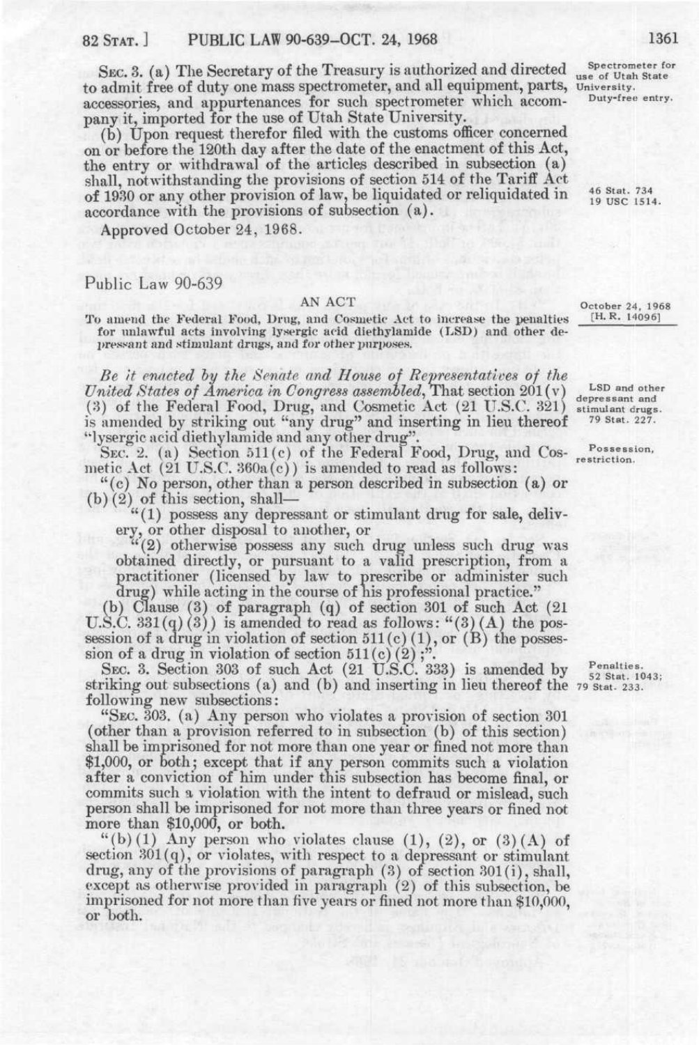SEC. 3. (a) The Secretary of the Treasury is authorized and directed to admit free of duty one mass spectrometer, and all equipment, parts, accessories, and appurtenances for such spectrometer which accompany it, imported for the use of Utah State University.

Spectrometer for use of Utah State University.

Duty-free entry.

(b) Upon request therefor filed with the customs officer concerned on or before the 120th day after the date of the enactment of this Act, the entry or withdrawal of the articles described in subsection (a) shall, notwithstanding the provisions of section 514 of the Tariff Act of 1930 or any other provision of law, be liquidated or reliquidated in accordance with the provisions of subsection (a).

46 Stat. 734
19 USC 1514.

Approved October 24, 1968.

## Public Law 90-639

### AN ACT

October 24, 1968
[H. R. 14096]

To amend the Federal Food, Drug, and Cosmetic Act to increase the penalties for unlawful acts involving lysergic acid diethylamide (LSD) and other depressant and stimulant drugs, and for other purposes.

*Be it enacted by the Senate and House of Representatives of the United States of America in Congress assembled*, That section 201(v)(3) of the Federal Food, Drug, and Cosmetic Act (21 U.S.C. 321) is amended by striking out "any drug" and inserting in lieu thereof "lysergic acid diethylamide and any other drug".

LSD and other depressant and stimulant drugs.
79 Stat. 227.

SEC. 2. (a) Section 511(c) of the Federal Food, Drug, and Cosmetic Act (21 U.S.C. 360a(c)) is amended to read as follows:

Possession, restriction.

"(c) No person, other than a person described in subsection (a) or (b)(2) of this section, shall—

"(1) possess any depressant or stimulant drug for sale, delivery, or other disposal to another, or

"(2) otherwise possess any such drug unless such drug was obtained directly, or pursuant to a valid prescription, from a practitioner (licensed by law to prescribe or administer such drug) while acting in the course of his professional practice."

(b) Clause (3) of paragraph (q) of section 301 of such Act (21 U.S.C. 331(q)(3)) is amended to read as follows: "(3)(A) the possession of a drug in violation of section 511(c)(1), or (B) the possession of a drug in violation of section 511(c)(2);".

SEC. 3. Section 303 of such Act (21 U.S.C. 333) is amended by striking out subsections (a) and (b) and inserting in lieu thereof the following new subsections:

Penalties.
52 Stat. 1043;
79 Stat. 233.

"SEC. 303. (a) Any person who violates a provision of section 301 (other than a provision referred to in subsection (b) of this section) shall be imprisoned for not more than one year or fined not more than $1,000, or both; except that if any person commits such a violation after a conviction of him under this subsection has become final, or commits such a violation with the intent to defraud or mislead, such person shall be imprisoned for not more than three years or fined not more than $10,000, or both.

"(b)(1) Any person who violates clause (1), (2), or (3)(A) of section 301(q), or violates, with respect to a depressant or stimulant drug, any of the provisions of paragraph (3) of section 301(i), shall, except as otherwise provided in paragraph (2) of this subsection, be imprisoned for not more than five years or fined not more than $10,000, or both.